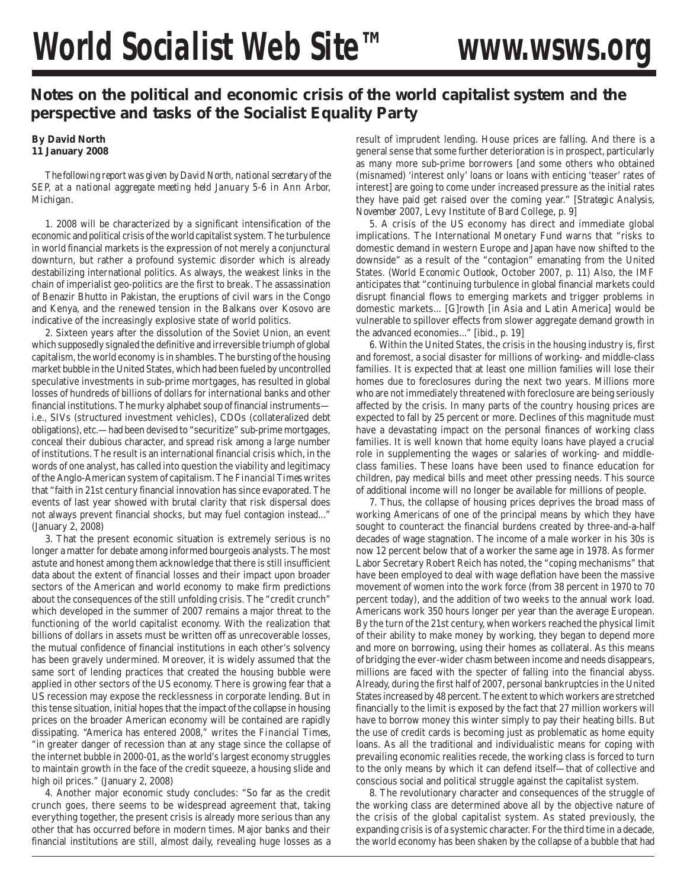# World Socialist Web Site™ www.wsws.org

## Notes on the political and economic crisis of the world capitalist system and the perspective and tasks of the Socialist Equality Party

**By David North**
**11 January 2008**

*The following report was given by David North, national secretary of the SEP, at a national aggregate meeting held January 5-6 in Ann Arbor, Michigan.*

1. 2008 will be characterized by a significant intensification of the economic and political crisis of the world capitalist system. The turbulence in world financial markets is the expression of not merely a conjunctural downturn, but rather a profound systemic disorder which is already destabilizing international politics. As always, the weakest links in the chain of imperialist geo-politics are the first to break. The assassination of Benazir Bhutto in Pakistan, the eruptions of civil wars in the Congo and Kenya, and the renewed tension in the Balkans over Kosovo are indicative of the increasingly explosive state of world politics.

2. Sixteen years after the dissolution of the Soviet Union, an event which supposedly signaled the definitive and irreversible triumph of global capitalism, the world economy is in shambles. The bursting of the housing market bubble in the United States, which had been fueled by uncontrolled speculative investments in sub-prime mortgages, has resulted in global losses of hundreds of billions of dollars for international banks and other financial institutions. The murky alphabet soup of financial instruments—i.e., SIVs (structured investment vehicles), CDOs (collateralized debt obligations), etc.—had been devised to "securitize" sub-prime mortgages, conceal their dubious character, and spread risk among a large number of institutions. The result is an international financial crisis which, in the words of one analyst, has called into question the viability and legitimacy of the Anglo-American system of capitalism. The *Financial Times* writes that "faith in 21st century financial innovation has since evaporated. The events of last year showed with brutal clarity that risk dispersal does not always prevent financial shocks, but may fuel contagion instead..." (January 2, 2008)

3. That the present economic situation is extremely serious is no longer a matter for debate among informed bourgeois analysts. The most astute and honest among them acknowledge that there is still insufficient data about the extent of financial losses and their impact upon broader sectors of the American and world economy to make firm predictions about the consequences of the still unfolding crisis. The "credit crunch" which developed in the summer of 2007 remains a major threat to the functioning of the world capitalist economy. With the realization that billions of dollars in assets must be written off as unrecoverable losses, the mutual confidence of financial institutions in each other's solvency has been gravely undermined. Moreover, it is widely assumed that the same sort of lending practices that created the housing bubble were applied in other sectors of the US economy. There is growing fear that a US recession may expose the recklessness in corporate lending. But in this tense situation, initial hopes that the impact of the collapse in housing prices on the broader American economy will be contained are rapidly dissipating. "America has entered 2008," writes the *Financial Times*, "in greater danger of recession than at any stage since the collapse of the internet bubble in 2000-01, as the world's largest economy struggles to maintain growth in the face of the credit squeeze, a housing slide and high oil prices." (January 2, 2008)

4. Another major economic study concludes: "So far as the credit crunch goes, there seems to be widespread agreement that, taking everything together, the present crisis is already more serious than any other that has occurred before in modern times. Major banks and their financial institutions are still, almost daily, revealing huge losses as a result of imprudent lending. House prices are falling. And there is a general sense that some further deterioration is in prospect, particularly as many more sub-prime borrowers [and some others who obtained (misnamed) 'interest only' loans or loans with enticing 'teaser' rates of interest] are going to come under increased pressure as the initial rates they have paid get raised over the coming year." [*Strategic Analysis, November 2007*, Levy Institute of Bard College, p. 9]

5. A crisis of the US economy has direct and immediate global implications. The International Monetary Fund warns that "risks to domestic demand in western Europe and Japan have now shifted to the downside" as a result of the "contagion" emanating from the United States. (*World Economic Outlook*, October 2007, p. 11) Also, the IMF anticipates that "continuing turbulence in global financial markets could disrupt financial flows to emerging markets and trigger problems in domestic markets... [G]rowth [in Asia and Latin America] would be vulnerable to spillover effects from slower aggregate demand growth in the advanced economies..." [ibid., p. 19]

6. Within the United States, the crisis in the housing industry is, first and foremost, a social disaster for millions of working- and middle-class families. It is expected that at least one million families will lose their homes due to foreclosures during the next two years. Millions more who are not immediately threatened with foreclosure are being seriously affected by the crisis. In many parts of the country housing prices are expected to fall by 25 percent or more. Declines of this magnitude must have a devastating impact on the personal finances of working class families. It is well known that home equity loans have played a crucial role in supplementing the wages or salaries of working- and middle-class families. These loans have been used to finance education for children, pay medical bills and meet other pressing needs. This source of additional income will no longer be available for millions of people.

7. Thus, the collapse of housing prices deprives the broad mass of working Americans of one of the principal means by which they have sought to counteract the financial burdens created by three-and-a-half decades of wage stagnation. The income of a male worker in his 30s is now 12 percent below that of a worker the same age in 1978. As former Labor Secretary Robert Reich has noted, the "coping mechanisms" that have been employed to deal with wage deflation have been the massive movement of women into the work force (from 38 percent in 1970 to 70 percent today), and the addition of two weeks to the annual work load. Americans work 350 hours longer per year than the average European. By the turn of the 21st century, when workers reached the physical limit of their ability to make money by working, they began to depend more and more on borrowing, using their homes as collateral. As this means of bridging the ever-wider chasm between income and needs disappears, millions are faced with the specter of falling into the financial abyss. Already, during the first half of 2007, personal bankruptcies in the United States increased by 48 percent. The extent to which workers are stretched financially to the limit is exposed by the fact that 27 million workers will have to borrow money this winter simply to pay their heating bills. But the use of credit cards is becoming just as problematic as home equity loans. As all the traditional and individualistic means for coping with prevailing economic realities recede, the working class is forced to turn to the only means by which it can defend itself—that of collective and conscious social and political struggle against the capitalist system.

8. The revolutionary character and consequences of the struggle of the working class are determined above all by the objective nature of the crisis of the global capitalist system. As stated previously, the expanding crisis is of a systemic character. For the third time in a decade, the world economy has been shaken by the collapse of a bubble that had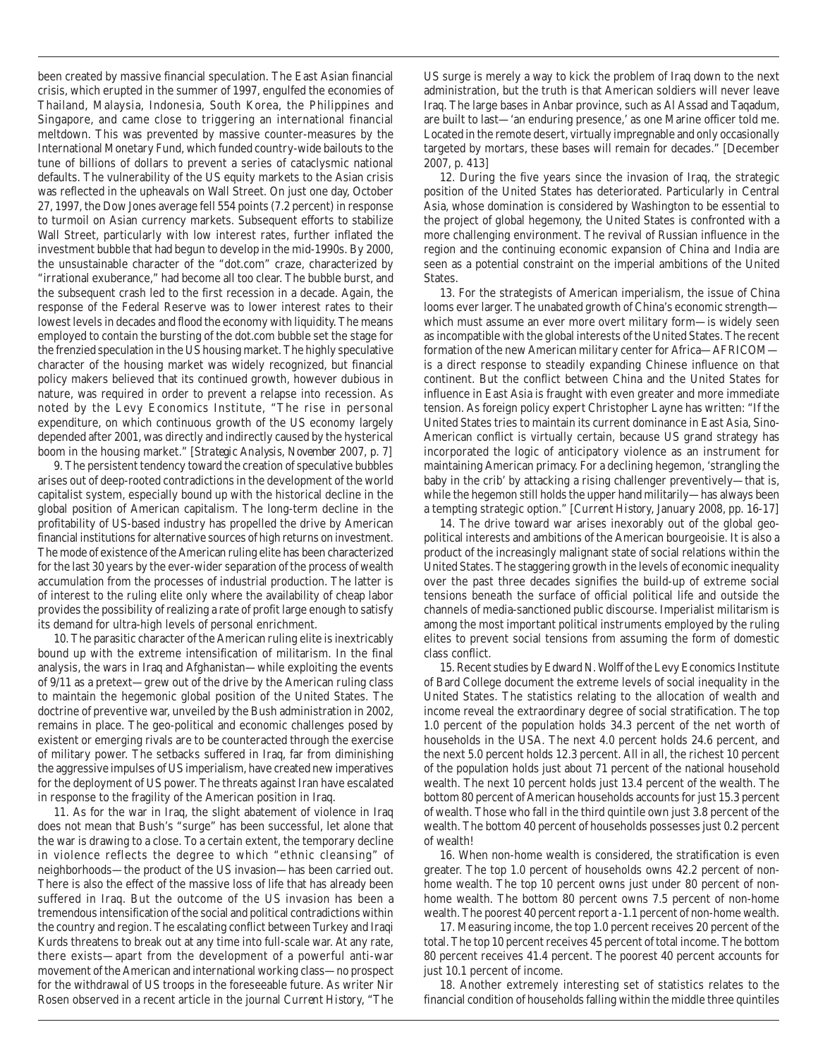been created by massive financial speculation. The East Asian financial crisis, which erupted in the summer of 1997, engulfed the economies of Thailand, Malaysia, Indonesia, South Korea, the Philippines and Singapore, and came close to triggering an international financial meltdown. This was prevented by massive counter-measures by the International Monetary Fund, which funded country-wide bailouts to the tune of billions of dollars to prevent a series of cataclysmic national defaults. The vulnerability of the US equity markets to the Asian crisis was reflected in the upheavals on Wall Street. On just one day, October 27, 1997, the Dow Jones average fell 554 points (7.2 percent) in response to turmoil on Asian currency markets. Subsequent efforts to stabilize Wall Street, particularly with low interest rates, further inflated the investment bubble that had begun to develop in the mid-1990s. By 2000, the unsustainable character of the "dot.com" craze, characterized by "irrational exuberance," had become all too clear. The bubble burst, and the subsequent crash led to the first recession in a decade. Again, the response of the Federal Reserve was to lower interest rates to their lowest levels in decades and flood the economy with liquidity. The means employed to contain the bursting of the dot.com bubble set the stage for the frenzied speculation in the US housing market. The highly speculative character of the housing market was widely recognized, but financial policy makers believed that its continued growth, however dubious in nature, was required in order to prevent a relapse into recession. As noted by the Levy Economics Institute, "The rise in personal expenditure, on which continuous growth of the US economy largely depended after 2001, was directly and indirectly caused by the hysterical boom in the housing market." [*Strategic Analysis, November 2007, p. 7*]

9. The persistent tendency toward the creation of speculative bubbles arises out of deep-rooted contradictions in the development of the world capitalist system, especially bound up with the historical decline in the global position of American capitalism. The long-term decline in the profitability of US-based industry has propelled the drive by American financial institutions for alternative sources of high returns on investment. The mode of existence of the American ruling elite has been characterized for the last 30 years by the ever-wider separation of the process of wealth accumulation from the processes of industrial production. The latter is of interest to the ruling elite only where the availability of cheap labor provides the possibility of realizing a rate of profit large enough to satisfy its demand for ultra-high levels of personal enrichment.

10. The parasitic character of the American ruling elite is inextricably bound up with the extreme intensification of militarism. In the final analysis, the wars in Iraq and Afghanistan—while exploiting the events of 9/11 as a pretext—grew out of the drive by the American ruling class to maintain the hegemonic global position of the United States. The doctrine of preventive war, unveiled by the Bush administration in 2002, remains in place. The geo-political and economic challenges posed by existent or emerging rivals are to be counteracted through the exercise of military power. The setbacks suffered in Iraq, far from diminishing the aggressive impulses of US imperialism, have created new imperatives for the deployment of US power. The threats against Iran have escalated in response to the fragility of the American position in Iraq.

11. As for the war in Iraq, the slight abatement of violence in Iraq does not mean that Bush's "surge" has been successful, let alone that the war is drawing to a close. To a certain extent, the temporary decline in violence reflects the degree to which "ethnic cleansing" of neighborhoods—the product of the US invasion—has been carried out. There is also the effect of the massive loss of life that has already been suffered in Iraq. But the outcome of the US invasion has been a tremendous intensification of the social and political contradictions within the country and region. The escalating conflict between Turkey and Iraqi Kurds threatens to break out at any time into full-scale war. At any rate, there exists—apart from the development of a powerful anti-war movement of the American and international working class—no prospect for the withdrawal of US troops in the foreseeable future. As writer Nir Rosen observed in a recent article in the journal *Current History*, "The US surge is merely a way to kick the problem of Iraq down to the next administration, but the truth is that American soldiers will never leave Iraq. The large bases in Anbar province, such as Al Assad and Taqadum, are built to last—'an enduring presence,' as one Marine officer told me. Located in the remote desert, virtually impregnable and only occasionally targeted by mortars, these bases will remain for decades." [December 2007, p. 413]

12. During the five years since the invasion of Iraq, the strategic position of the United States has deteriorated. Particularly in Central Asia, whose domination is considered by Washington to be essential to the project of global hegemony, the United States is confronted with a more challenging environment. The revival of Russian influence in the region and the continuing economic expansion of China and India are seen as a potential constraint on the imperial ambitions of the United States.

13. For the strategists of American imperialism, the issue of China looms ever larger. The unabated growth of China's economic strength—which must assume an ever more overt military form—is widely seen as incompatible with the global interests of the United States. The recent formation of the new American military center for Africa—AFRICOM—is a direct response to steadily expanding Chinese influence on that continent. But the conflict between China and the United States for influence in East Asia is fraught with even greater and more immediate tension. As foreign policy expert Christopher Layne has written: "If the United States tries to maintain its current dominance in East Asia, Sino-American conflict is virtually certain, because US grand strategy has incorporated the logic of anticipatory violence as an instrument for maintaining American primacy. For a declining hegemon, 'strangling the baby in the crib' by attacking a rising challenger preventively—that is, while the hegemon still holds the upper hand militarily—has always been a tempting strategic option." [*Current History*, January 2008, pp. 16-17]

14. The drive toward war arises inexorably out of the global geo-political interests and ambitions of the American bourgeoisie. It is also a product of the increasingly malignant state of social relations within the United States. The staggering growth in the levels of economic inequality over the past three decades signifies the build-up of extreme social tensions beneath the surface of official political life and outside the channels of media-sanctioned public discourse. Imperialist militarism is among the most important political instruments employed by the ruling elites to prevent social tensions from assuming the form of domestic class conflict.

15. Recent studies by Edward N. Wolff of the Levy Economics Institute of Bard College document the extreme levels of social inequality in the United States. The statistics relating to the allocation of wealth and income reveal the extraordinary degree of social stratification. The top 1.0 percent of the population holds 34.3 percent of the net worth of households in the USA. The next 4.0 percent holds 24.6 percent, and the next 5.0 percent holds 12.3 percent. All in all, the richest 10 percent of the population holds just about 71 percent of the national household wealth. The next 10 percent holds just 13.4 percent of the wealth. The bottom 80 percent of American households accounts for just 15.3 percent of wealth. Those who fall in the third quintile own just 3.8 percent of the wealth. The bottom 40 percent of households possesses just 0.2 percent of wealth!

16. When non-home wealth is considered, the stratification is even greater. The top 1.0 percent of households owns 42.2 percent of non-home wealth. The top 10 percent owns just under 80 percent of non-home wealth. The bottom 80 percent owns 7.5 percent of non-home wealth. The poorest 40 percent report a -1.1 percent of non-home wealth.

17. Measuring income, the top 1.0 percent receives 20 percent of the total. The top 10 percent receives 45 percent of total income. The bottom 80 percent receives 41.4 percent. The poorest 40 percent accounts for just 10.1 percent of income.

18. Another extremely interesting set of statistics relates to the financial condition of households falling within the middle three quintiles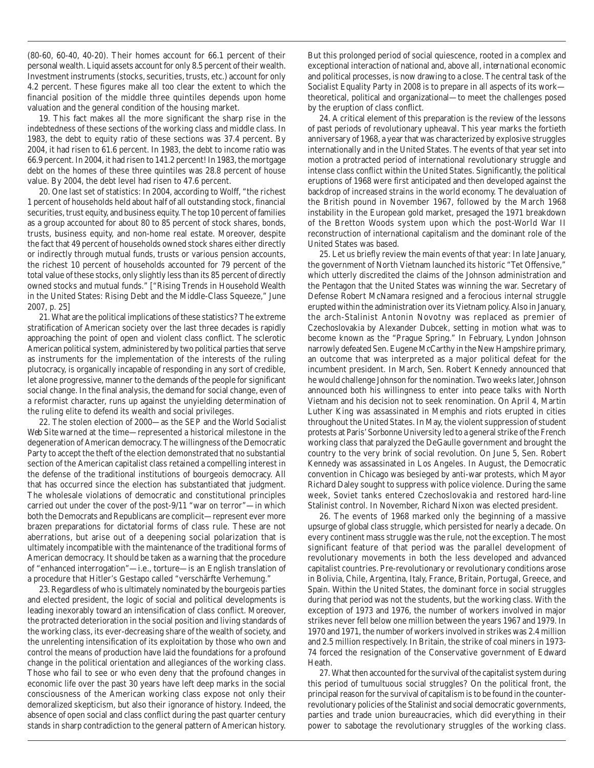(80-60, 60-40, 40-20). Their homes account for 66.1 percent of their personal wealth. Liquid assets account for only 8.5 percent of their wealth. Investment instruments (stocks, securities, trusts, etc.) account for only 4.2 percent. These figures make all too clear the extent to which the financial position of the middle three quintiles depends upon home valuation and the general condition of the housing market.

19. This fact makes all the more significant the sharp rise in the indebtedness of these sections of the working class and middle class. In 1983, the debt to equity ratio of these sections was 37.4 percent. By 2004, it had risen to 61.6 percent. In 1983, the debt to income ratio was 66.9 percent. In 2004, it had risen to 141.2 percent! In 1983, the mortgage debt on the homes of these three quintiles was 28.8 percent of house value. By 2004, the debt level had risen to 47.6 percent.

20. One last set of statistics: In 2004, according to Wolff, "the richest 1 percent of households held about half of all outstanding stock, financial securities, trust equity, and business equity. The top 10 percent of families as a group accounted for about 80 to 85 percent of stock shares, bonds, trusts, business equity, and non-home real estate. Moreover, despite the fact that 49 percent of households owned stock shares either directly or indirectly through mutual funds, trusts or various pension accounts, the richest 10 percent of households accounted for 79 percent of the total value of these stocks, only slightly less than its 85 percent of directly owned stocks and mutual funds." ["Rising Trends in Household Wealth in the United States: Rising Debt and the Middle-Class Squeeze," June 2007, p. 25]

21. What are the political implications of these statistics? The extreme stratification of American society over the last three decades is rapidly approaching the point of open and violent class conflict. The sclerotic American political system, administered by two political parties that serve as instruments for the implementation of the interests of the ruling plutocracy, is organically incapable of responding in any sort of credible, let alone progressive, manner to the demands of the people for significant social change. In the final analysis, the demand for social change, even of a reformist character, runs up against the unyielding determination of the ruling elite to defend its wealth and social privileges.

22. The stolen election of 2000—as the SEP and the *World Socialist Web Site* warned at the time—represented a historical milestone in the degeneration of American democracy. The willingness of the Democratic Party to accept the theft of the election demonstrated that no substantial section of the American capitalist class retained a compelling interest in the defense of the traditional institutions of bourgeois democracy. All that has occurred since the election has substantiated that judgment. The wholesale violations of democratic and constitutional principles carried out under the cover of the post-9/11 "war on terror"—in which both the Democrats and Republicans are complicit—represent ever more brazen preparations for dictatorial forms of class rule. These are not aberrations, but arise out of a deepening social polarization that is ultimately incompatible with the maintenance of the traditional forms of American democracy. It should be taken as a warning that the procedure of "enhanced interrogation"—i.e., torture—is an English translation of a procedure that Hitler's Gestapo called "verschärfte Verhemung."

23. Regardless of who is ultimately nominated by the bourgeois parties and elected president, the logic of social and political developments is leading inexorably toward an intensification of class conflict. Moreover, the protracted deterioration in the social position and living standards of the working class, its ever-decreasing share of the wealth of society, and the unrelenting intensification of its exploitation by those who own and control the means of production have laid the foundations for a profound change in the political orientation and allegiances of the working class. Those who fail to see or who even deny that the profound changes in economic life over the past 30 years have left deep marks in the social consciousness of the American working class expose not only their demoralized skepticism, but also their ignorance of history. Indeed, the absence of open social and class conflict during the past quarter century stands in sharp contradiction to the general pattern of American history. But this prolonged period of social quiescence, rooted in a complex and exceptional interaction of national and, above all, *international* economic and political processes, is now drawing to a close. The central task of the Socialist Equality Party in 2008 is to prepare in all aspects of its work—theoretical, political and organizational—to meet the challenges posed by the eruption of class conflict.

24. A critical element of this preparation is the review of the lessons of past periods of revolutionary upheaval. This year marks the fortieth anniversary of 1968, a year that was characterized by explosive struggles internationally and in the United States. The events of that year set into motion a protracted period of international revolutionary struggle and intense class conflict within the United States. Significantly, the political eruptions of 1968 were first anticipated and then developed against the backdrop of increased strains in the world economy. The devaluation of the British pound in November 1967, followed by the March 1968 instability in the European gold market, presaged the 1971 breakdown of the Bretton Woods system upon which the post-World War II reconstruction of international capitalism and the dominant role of the United States was based.

25. Let us briefly review the main events of that year: In late January, the government of North Vietnam launched its historic "Tet Offensive," which utterly discredited the claims of the Johnson administration and the Pentagon that the United States was winning the war. Secretary of Defense Robert McNamara resigned and a ferocious internal struggle erupted within the administration over its Vietnam policy. Also in January, the arch-Stalinist Antonin Novotny was replaced as premier of Czechoslovakia by Alexander Dubcek, setting in motion what was to become known as the "Prague Spring." In February, Lyndon Johnson narrowly defeated Sen. Eugene McCarthy in the New Hampshire primary, an outcome that was interpreted as a major political defeat for the incumbent president. In March, Sen. Robert Kennedy announced that he would challenge Johnson for the nomination. Two weeks later, Johnson announced both his willingness to enter into peace talks with North Vietnam and his decision not to seek renomination. On April 4, Martin Luther King was assassinated in Memphis and riots erupted in cities throughout the United States. In May, the violent suppression of student protests at Paris' Sorbonne University led to a general strike of the French working class that paralyzed the DeGaulle government and brought the country to the very brink of social revolution. On June 5, Sen. Robert Kennedy was assassinated in Los Angeles. In August, the Democratic convention in Chicago was besieged by anti-war protests, which Mayor Richard Daley sought to suppress with police violence. During the same week, Soviet tanks entered Czechoslovakia and restored hard-line Stalinist control. In November, Richard Nixon was elected president.

26. The events of 1968 marked only the beginning of a massive upsurge of global class struggle, which persisted for nearly a decade. On every continent mass struggle was the rule, not the exception. The most significant feature of that period was the parallel development of revolutionary movements in both the less developed and advanced capitalist countries. Pre-revolutionary or revolutionary conditions arose in Bolivia, Chile, Argentina, Italy, France, Britain, Portugal, Greece, and Spain. Within the United States, the dominant force in social struggles during that period was not the students, but the working class. With the exception of 1973 and 1976, the number of workers involved in major strikes never fell below one million between the years 1967 and 1979. In 1970 and 1971, the number of workers involved in strikes was 2.4 million and 2.5 million respectively. In Britain, the strike of coal miners in 1973-74 forced the resignation of the Conservative government of Edward Heath.

27. What then accounted for the survival of the capitalist system during this period of tumultuous social struggles? On the political front, the principal reason for the survival of capitalism is to be found in the counter-revolutionary policies of the Stalinist and social democratic governments, parties and trade union bureaucracies, which did everything in their power to sabotage the revolutionary struggles of the working class.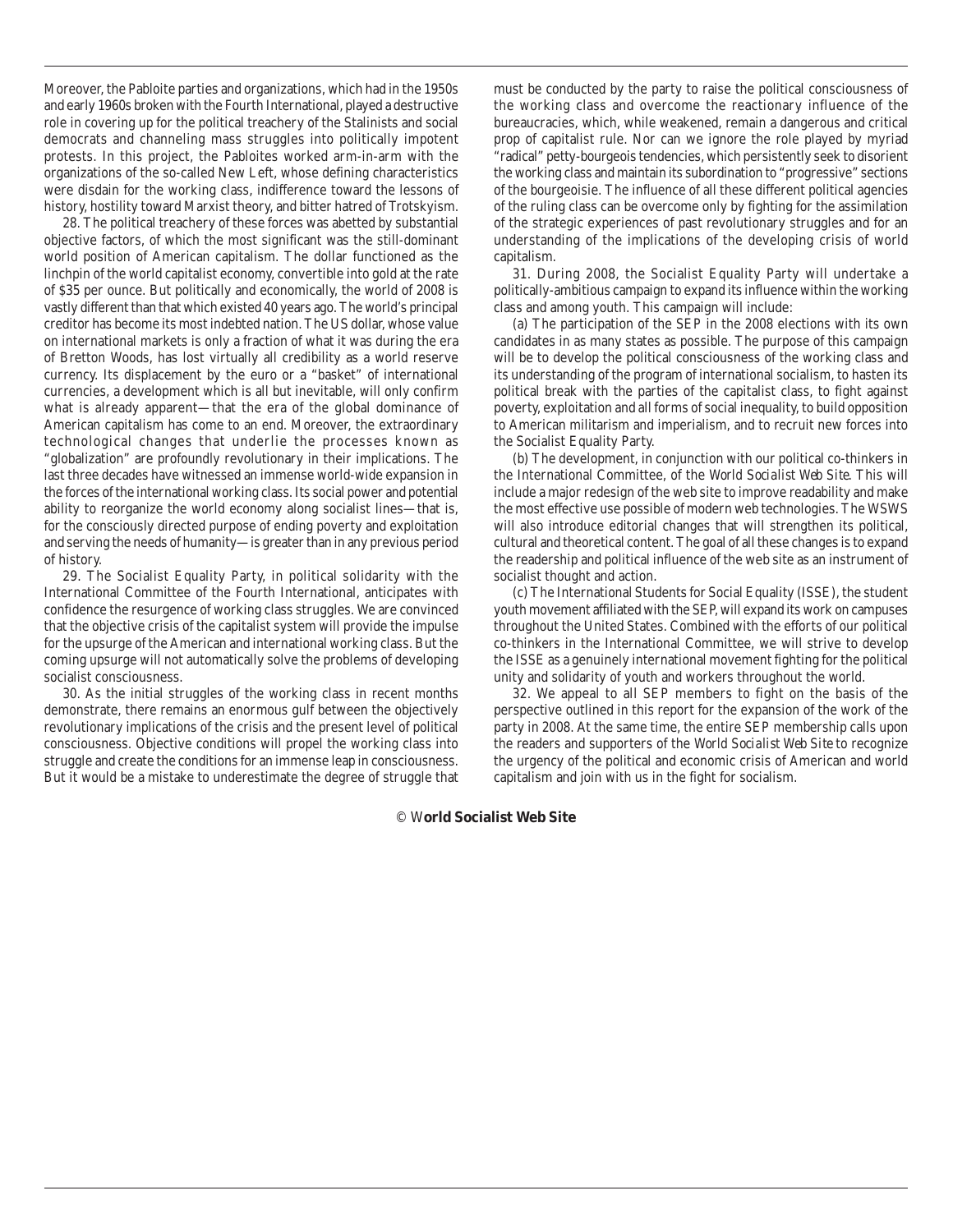Moreover, the Pabloite parties and organizations, which had in the 1950s and early 1960s broken with the Fourth International, played a destructive role in covering up for the political treachery of the Stalinists and social democrats and channeling mass struggles into politically impotent protests. In this project, the Pabloites worked arm-in-arm with the organizations of the so-called New Left, whose defining characteristics were disdain for the working class, indifference toward the lessons of history, hostility toward Marxist theory, and bitter hatred of Trotskyism.

28. The political treachery of these forces was abetted by substantial objective factors, of which the most significant was the still-dominant world position of American capitalism. The dollar functioned as the linchpin of the world capitalist economy, convertible into gold at the rate of $35 per ounce. But politically and economically, the world of 2008 is vastly different than that which existed 40 years ago. The world's principal creditor has become its most indebted nation. The US dollar, whose value on international markets is only a fraction of what it was during the era of Bretton Woods, has lost virtually all credibility as a world reserve currency. Its displacement by the euro or a "basket" of international currencies, a development which is all but inevitable, will only confirm what is already apparent—that the era of the global dominance of American capitalism has come to an end. Moreover, the extraordinary technological changes that underlie the processes known as "globalization" are profoundly revolutionary in their implications. The last three decades have witnessed an immense world-wide expansion in the forces of the international working class. Its social power and potential ability to reorganize the world economy along socialist lines—that is, for the consciously directed purpose of ending poverty and exploitation and serving the needs of humanity—is greater than in any previous period of history.

29. The Socialist Equality Party, in political solidarity with the International Committee of the Fourth International, anticipates with confidence the resurgence of working class struggles. We are convinced that the objective crisis of the capitalist system will provide the impulse for the upsurge of the American and international working class. But the coming upsurge will not automatically solve the problems of developing socialist consciousness.

30. As the initial struggles of the working class in recent months demonstrate, there remains an enormous gulf between the objectively revolutionary implications of the crisis and the present level of political consciousness. Objective conditions will propel the working class into struggle and create the conditions for an immense leap in consciousness. But it would be a mistake to underestimate the degree of struggle that must be conducted by the party to raise the political consciousness of the working class and overcome the reactionary influence of the bureaucracies, which, while weakened, remain a dangerous and critical prop of capitalist rule. Nor can we ignore the role played by myriad "radical" petty-bourgeois tendencies, which persistently seek to disorient the working class and maintain its subordination to "progressive" sections of the bourgeoisie. The influence of all these different political agencies of the ruling class can be overcome only by fighting for the assimilation of the strategic experiences of past revolutionary struggles and for an understanding of the implications of the developing crisis of world capitalism.

31. During 2008, the Socialist Equality Party will undertake a politically-ambitious campaign to expand its influence within the working class and among youth. This campaign will include:

(a) The participation of the SEP in the 2008 elections with its own candidates in as many states as possible. The purpose of this campaign will be to develop the political consciousness of the working class and its understanding of the program of international socialism, to hasten its political break with the parties of the capitalist class, to fight against poverty, exploitation and all forms of social inequality, to build opposition to American militarism and imperialism, and to recruit new forces into the Socialist Equality Party.

(b) The development, in conjunction with our political co-thinkers in the International Committee, of the *World Socialist Web Site*. This will include a major redesign of the web site to improve readability and make the most effective use possible of modern web technologies. The WSWS will also introduce editorial changes that will strengthen its political, cultural and theoretical content. The goal of all these changes is to expand the readership and political influence of the web site as an instrument of socialist thought and action.

(c) The International Students for Social Equality (ISSE), the student youth movement affiliated with the SEP, will expand its work on campuses throughout the United States. Combined with the efforts of our political co-thinkers in the International Committee, we will strive to develop the ISSE as a genuinely international movement fighting for the political unity and solidarity of youth and workers throughout the world.

32. We appeal to all SEP members to fight on the basis of the perspective outlined in this report for the expansion of the work of the party in 2008. At the same time, the entire SEP membership calls upon the readers and supporters of the *World Socialist Web Site* to recognize the urgency of the political and economic crisis of American and world capitalism and join with us in the fight for socialism.

© **World Socialist Web Site**